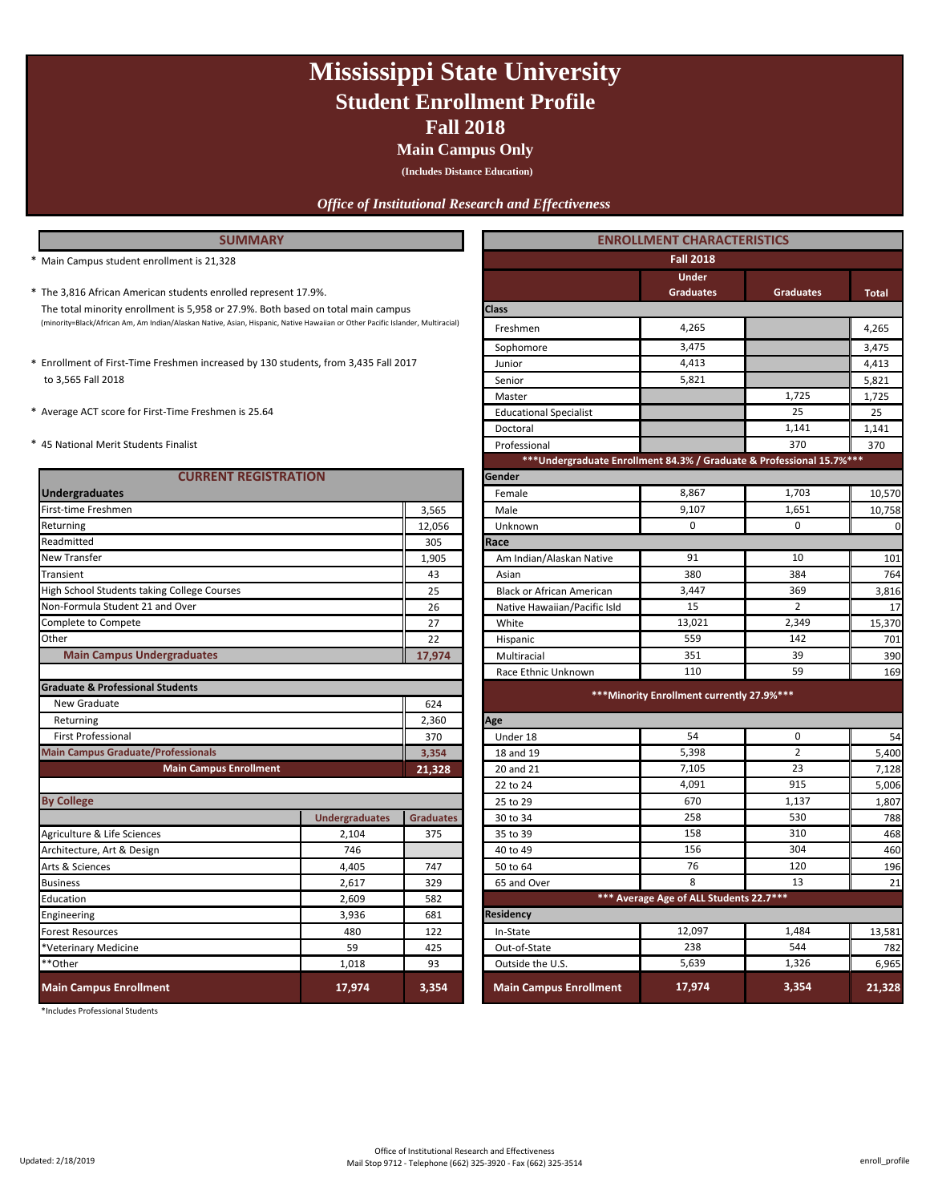# Mississippi State University

## Student Enrollment Profile

## Fall 2018

### Main Campus Only

**(Includes Distance Education)**

*Office of Institutional Research and Effectiveness*

## SUMMARY

* Main Campus student enrollment is 21,328
* The 3,816 African American students enrolled represent 17.9%.
  The total minority enrollment is 5,958 or 27.9%. Both based on total main campus
  (minority=Black/African Am, Am Indian/Alaskan Native, Asian, Hispanic, Native Hawaiian or Other Pacific Islander, Multiracial)
* Enrollment of First-Time Freshmen increased by 130 students, from 3,435 Fall 2017 to 3,565 Fall 2018
* Average ACT score for First-Time Freshmen is 25.64
* 45 National Merit Students Finalist

## CURRENT REGISTRATION

| **Undergraduates** | |
|---|---|
| First-time Freshmen | 3,565 |
| Returning | 12,056 |
| Readmitted | 305 |
| New Transfer | 1,905 |
| Transient | 43 |
| High School Students taking College Courses | 25 |
| Non-Formula Student 21 and Over | 26 |
| Complete to Compete | 27 |
| Other | 22 |
| **Main Campus Undergraduates** | **17,974** |
| **Graduate & Professional Students** | |
| New Graduate | 624 |
| Returning | 2,360 |
| First Professional | 370 |
| **Main Campus Graduate/Professionals** | **3,354** |
| **Main Campus Enrollment** | **21,328** |

### By College

| | Undergraduates | Graduates |
|---|---|---|
| Agriculture & Life Sciences | 2,104 | 375 |
| Architecture, Art & Design | 746 | |
| Arts & Sciences | 4,405 | 747 |
| Business | 2,617 | 329 |
| Education | 2,609 | 582 |
| Engineering | 3,936 | 681 |
| Forest Resources | 480 | 122 |
| *Veterinary Medicine | 59 | 425 |
| **Other | 1,018 | 93 |
| **Main Campus Enrollment** | **17,974** | **3,354** |

*Includes Professional Students

## ENROLLMENT CHARACTERISTICS

**Fall 2018**

| | Under Graduates | Graduates | Total |
|---|---|---|---|
| **Class** | | | |
| Freshmen | 4,265 | | 4,265 |
| Sophomore | 3,475 | | 3,475 |
| Junior | 4,413 | | 4,413 |
| Senior | 5,821 | | 5,821 |
| Master | | 1,725 | 1,725 |
| Educational Specialist | | 25 | 25 |
| Doctoral | | 1,141 | 1,141 |
| Professional | | 370 | 370 |
| ***Undergraduate Enrollment 84.3% / Graduate & Professional 15.7%*** | | | |
| **Gender** | | | |
| Female | 8,867 | 1,703 | 10,570 |
| Male | 9,107 | 1,651 | 10,758 |
| Unknown | 0 | 0 | 0 |
| **Race** | | | |
| Am Indian/Alaskan Native | 91 | 10 | 101 |
| Asian | 380 | 384 | 764 |
| Black or African American | 3,447 | 369 | 3,816 |
| Native Hawaiian/Pacific Isld | 15 | 2 | 17 |
| White | 13,021 | 2,349 | 15,370 |
| Hispanic | 559 | 142 | 701 |
| Multiracial | 351 | 39 | 390 |
| Race Ethnic Unknown | 110 | 59 | 169 |
| ***Minority Enrollment currently 27.9%*** | | | |
| **Age** | | | |
| Under 18 | 54 | 0 | 54 |
| 18 and 19 | 5,398 | 2 | 5,400 |
| 20 and 21 | 7,105 | 23 | 7,128 |
| 22 to 24 | 4,091 | 915 | 5,006 |
| 25 to 29 | 670 | 1,137 | 1,807 |
| 30 to 34 | 258 | 530 | 788 |
| 35 to 39 | 158 | 310 | 468 |
| 40 to 49 | 156 | 304 | 460 |
| 50 to 64 | 76 | 120 | 196 |
| 65 and Over | 8 | 13 | 21 |
| *** Average Age of ALL Students 22.7*** | | | |
| **Residency** | | | |
| In-State | 12,097 | 1,484 | 13,581 |
| Out-of-State | 238 | 544 | 782 |
| Outside the U.S. | 5,639 | 1,326 | 6,965 |
| **Main Campus Enrollment** | **17,974** | **3,354** | **21,328** |

Updated: 2/18/2019

Office of Institutional Research and Effectiveness
Mail Stop 9712 - Telephone (662) 325-3920 - Fax (662) 325-3514

enroll_profile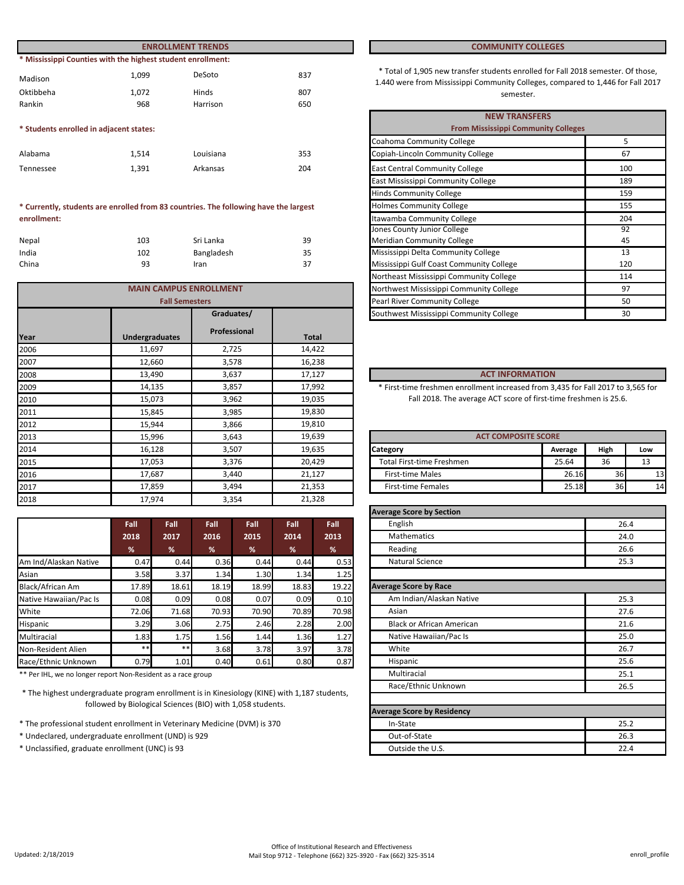## ENROLLMENT TRENDS

* Mississippi Counties with the highest student enrollment:

| | | | |
|---|---|---|---|
| Madison | 1,099 | DeSoto | 837 |
| Oktibbeha | 1,072 | Hinds | 807 |
| Rankin | 968 | Harrison | 650 |

* Students enrolled in adjacent states:

| | | | |
|---|---|---|---|
| Alabama | 1,514 | Louisiana | 353 |
| Tennessee | 1,391 | Arkansas | 204 |

* Currently, students are enrolled from 83 countries. The following have the largest enrollment:

| | | | |
|---|---|---|---|
| Nepal | 103 | Sri Lanka | 39 |
| India | 102 | Bangladesh | 35 |
| China | 93 | Iran | 37 |

## MAIN CAMPUS ENROLLMENT

Fall Semesters

| Year | Undergraduates | Graduates/ Professional | Total |
|---|---|---|---|
| 2006 | 11,697 | 2,725 | 14,422 |
| 2007 | 12,660 | 3,578 | 16,238 |
| 2008 | 13,490 | 3,637 | 17,127 |
| 2009 | 14,135 | 3,857 | 17,992 |
| 2010 | 15,073 | 3,962 | 19,035 |
| 2011 | 15,845 | 3,985 | 19,830 |
| 2012 | 15,944 | 3,866 | 19,810 |
| 2013 | 15,996 | 3,643 | 19,639 |
| 2014 | 16,128 | 3,507 | 19,635 |
| 2015 | 17,053 | 3,376 | 20,429 |
| 2016 | 17,687 | 3,440 | 21,127 |
| 2017 | 17,859 | 3,494 | 21,353 |
| 2018 | 17,974 | 3,354 | 21,328 |

| | Fall 2018 % | Fall 2017 % | Fall 2016 % | Fall 2015 % | Fall 2014 % | Fall 2013 % |
|---|---|---|---|---|---|---|
| Am Ind/Alaskan Native | 0.47 | 0.44 | 0.36 | 0.44 | 0.44 | 0.53 |
| Asian | 3.58 | 3.37 | 1.34 | 1.30 | 1.34 | 1.25 |
| Black/African Am | 17.89 | 18.61 | 18.19 | 18.99 | 18.83 | 19.22 |
| Native Hawaiian/Pac Is | 0.08 | 0.09 | 0.08 | 0.07 | 0.09 | 0.10 |
| White | 72.06 | 71.68 | 70.93 | 70.90 | 70.89 | 70.98 |
| Hispanic | 3.29 | 3.06 | 2.75 | 2.46 | 2.28 | 2.00 |
| Multiracial | 1.83 | 1.75 | 1.56 | 1.44 | 1.36 | 1.27 |
| Non-Resident Alien | ** | ** | 3.68 | 3.78 | 3.97 | 3.78 |
| Race/Ethnic Unknown | 0.79 | 1.01 | 0.40 | 0.61 | 0.80 | 0.87 |

** Per IHL, we no longer report Non-Resident as a race group

* The highest undergraduate program enrollment is in Kinesiology (KINE) with 1,187 students, followed by Biological Sciences (BIO) with 1,058 students.

* The professional student enrollment in Veterinary Medicine (DVM) is 370

* Undeclared, undergraduate enrollment (UND) is 929

* Unclassified, graduate enrollment (UNC) is 93

## COMMUNITY COLLEGES

* Total of 1,905 new transfer students enrolled for Fall 2018 semester. Of those, 1.440 were from Mississippi Community Colleges, compared to 1,446 for Fall 2017 semester.

| NEW TRANSFERS From Mississippi Community Colleges | |
|---|---|
| Coahoma Community College | 5 |
| Copiah-Lincoln Community College | 67 |
| East Central Community College | 100 |
| East Mississippi Community College | 189 |
| Hinds Community College | 159 |
| Holmes Community College | 155 |
| Itawamba Community College | 204 |
| Jones County Junior College | 92 |
| Meridian Community College | 45 |
| Mississippi Delta Community College | 13 |
| Mississippi Gulf Coast Community College | 120 |
| Northeast Mississippi Community College | 114 |
| Northwest Mississippi Community College | 97 |
| Pearl River Community College | 50 |
| Southwest Mississippi Community College | 30 |

## ACT INFORMATION

* First-time freshmen enrollment increased from 3,435 for Fall 2017 to 3,565 for Fall 2018. The average ACT score of first-time freshmen is 25.6.

| ACT COMPOSITE SCORE | | | |
|---|---|---|---|
| Category | Average | High | Low |
| Total First-time Freshmen | 25.64 | 36 | 13 |
| First-time Males | 26.16 | 36 | 13 |
| First-time Females | 25.18 | 36 | 14 |

| Average Score by Section | |
|---|---|
| English | 26.4 |
| Mathematics | 24.0 |
| Reading | 26.6 |
| Natural Science | 25.3 |

| Average Score by Race | |
|---|---|
| Am Indian/Alaskan Native | 25.3 |
| Asian | 27.6 |
| Black or African American | 21.6 |
| Native Hawaiian/Pac Is | 25.0 |
| White | 26.7 |
| Hispanic | 25.6 |
| Multiracial | 25.1 |
| Race/Ethnic Unknown | 26.5 |

| Average Score by Residency | |
|---|---|
| In-State | 25.2 |
| Out-of-State | 26.3 |
| Outside the U.S. | 22.4 |

Updated: 2/18/2019

Office of Institutional Research and Effectiveness
Mail Stop 9712 - Telephone (662) 325-3920 - Fax (662) 325-3514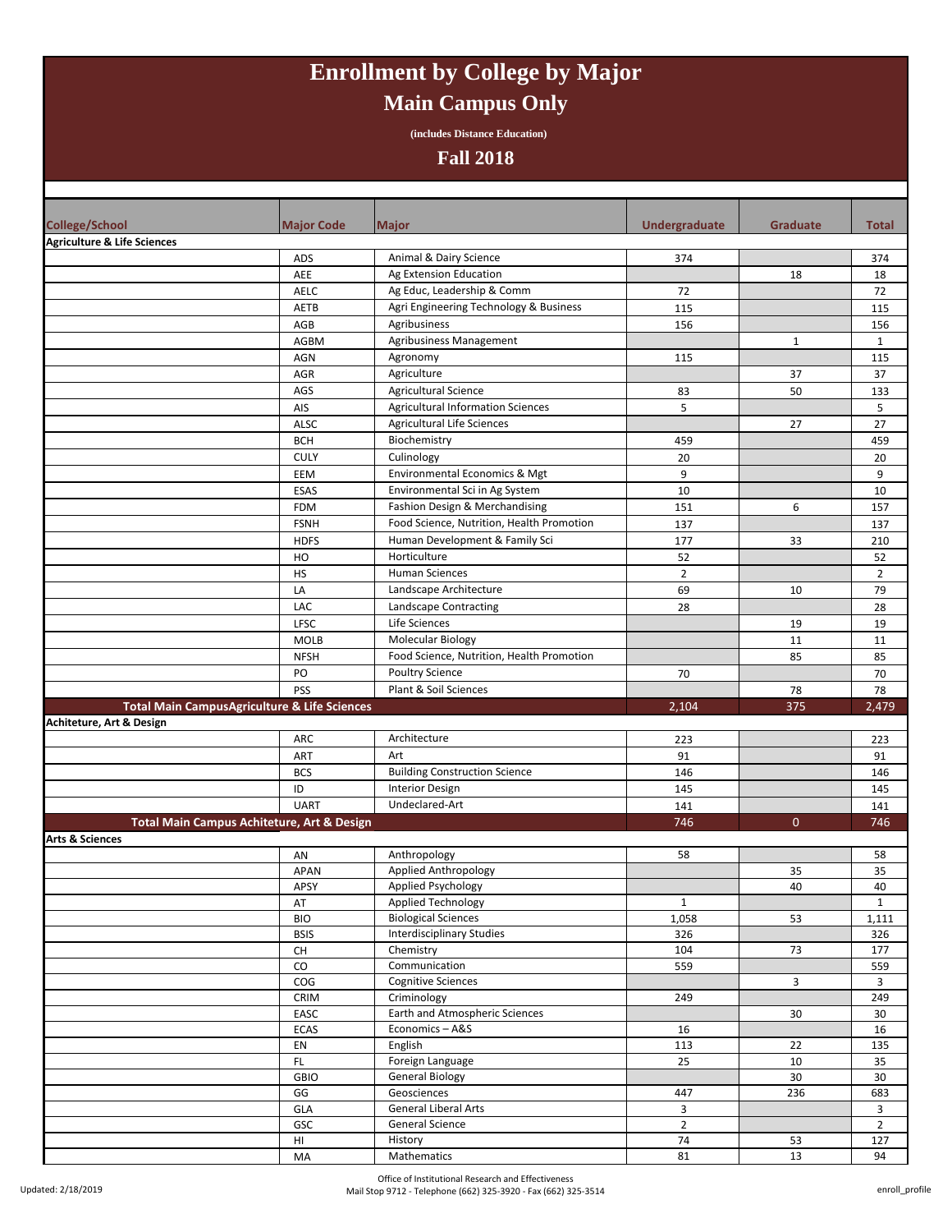# Enrollment by College by Major

## Main Campus Only

(includes Distance Education)

## Fall 2018

| College/School | Major Code | Major | Undergraduate | Graduate | Total |
|---|---|---|---|---|---|
| **Agriculture & Life Sciences** | | | | | |
| | ADS | Animal & Dairy Science | 374 | | 374 |
| | AEE | Ag Extension Education | | 18 | 18 |
| | AELC | Ag Educ, Leadership & Comm | 72 | | 72 |
| | AETB | Agri Engineering Technology & Business | 115 | | 115 |
| | AGB | Agribusiness | 156 | | 156 |
| | AGBM | Agribusiness Management | | 1 | 1 |
| | AGN | Agronomy | 115 | | 115 |
| | AGR | Agriculture | | 37 | 37 |
| | AGS | Agricultural Science | 83 | 50 | 133 |
| | AIS | Agricultural Information Sciences | 5 | | 5 |
| | ALSC | Agricultural Life Sciences | | 27 | 27 |
| | BCH | Biochemistry | 459 | | 459 |
| | CULY | Culinology | 20 | | 20 |
| | EEM | Environmental Economics & Mgt | 9 | | 9 |
| | ESAS | Environmental Sci in Ag System | 10 | | 10 |
| | FDM | Fashion Design & Merchandising | 151 | 6 | 157 |
| | FSNH | Food Science, Nutrition, Health Promotion | 137 | | 137 |
| | HDFS | Human Development & Family Sci | 177 | 33 | 210 |
| | HO | Horticulture | 52 | | 52 |
| | HS | Human Sciences | 2 | | 2 |
| | LA | Landscape Architecture | 69 | 10 | 79 |
| | LAC | Landscape Contracting | 28 | | 28 |
| | LFSC | Life Sciences | | 19 | 19 |
| | MOLB | Molecular Biology | | 11 | 11 |
| | NFSH | Food Science, Nutrition, Health Promotion | | 85 | 85 |
| | PO | Poultry Science | 70 | | 70 |
| | PSS | Plant & Soil Sciences | | 78 | 78 |
| **Total Main CampusAgriculture & Life Sciences** | | | **2,104** | **375** | **2,479** |
| **Achiteture, Art & Design** | | | | | |
| | ARC | Architecture | 223 | | 223 |
| | ART | Art | 91 | | 91 |
| | BCS | Building Construction Science | 146 | | 146 |
| | ID | Interior Design | 145 | | 145 |
| | UART | Undeclared-Art | 141 | | 141 |
| **Total Main Campus Achiteture, Art & Design** | | | **746** | **0** | **746** |
| **Arts & Sciences** | | | | | |
| | AN | Anthropology | 58 | | 58 |
| | APAN | Applied Anthropology | | 35 | 35 |
| | APSY | Applied Psychology | | 40 | 40 |
| | AT | Applied Technology | 1 | | 1 |
| | BIO | Biological Sciences | 1,058 | 53 | 1,111 |
| | BSIS | Interdisciplinary Studies | 326 | | 326 |
| | CH | Chemistry | 104 | 73 | 177 |
| | CO | Communication | 559 | | 559 |
| | COG | Cognitive Sciences | | 3 | 3 |
| | CRIM | Criminology | 249 | | 249 |
| | EASC | Earth and Atmospheric Sciences | | 30 | 30 |
| | ECAS | Economics – A&S | 16 | | 16 |
| | EN | English | 113 | 22 | 135 |
| | FL | Foreign Language | 25 | 10 | 35 |
| | GBIO | General Biology | | 30 | 30 |
| | GG | Geosciences | 447 | 236 | 683 |
| | GLA | General Liberal Arts | 3 | | 3 |
| | GSC | General Science | 2 | | 2 |
| | HI | History | 74 | 53 | 127 |
| | MA | Mathematics | 81 | 13 | 94 |

Updated: 2/18/2019

Office of Institutional Research and Effectiveness
Mail Stop 9712 - Telephone (662) 325-3920 - Fax (662) 325-3514

enroll_profile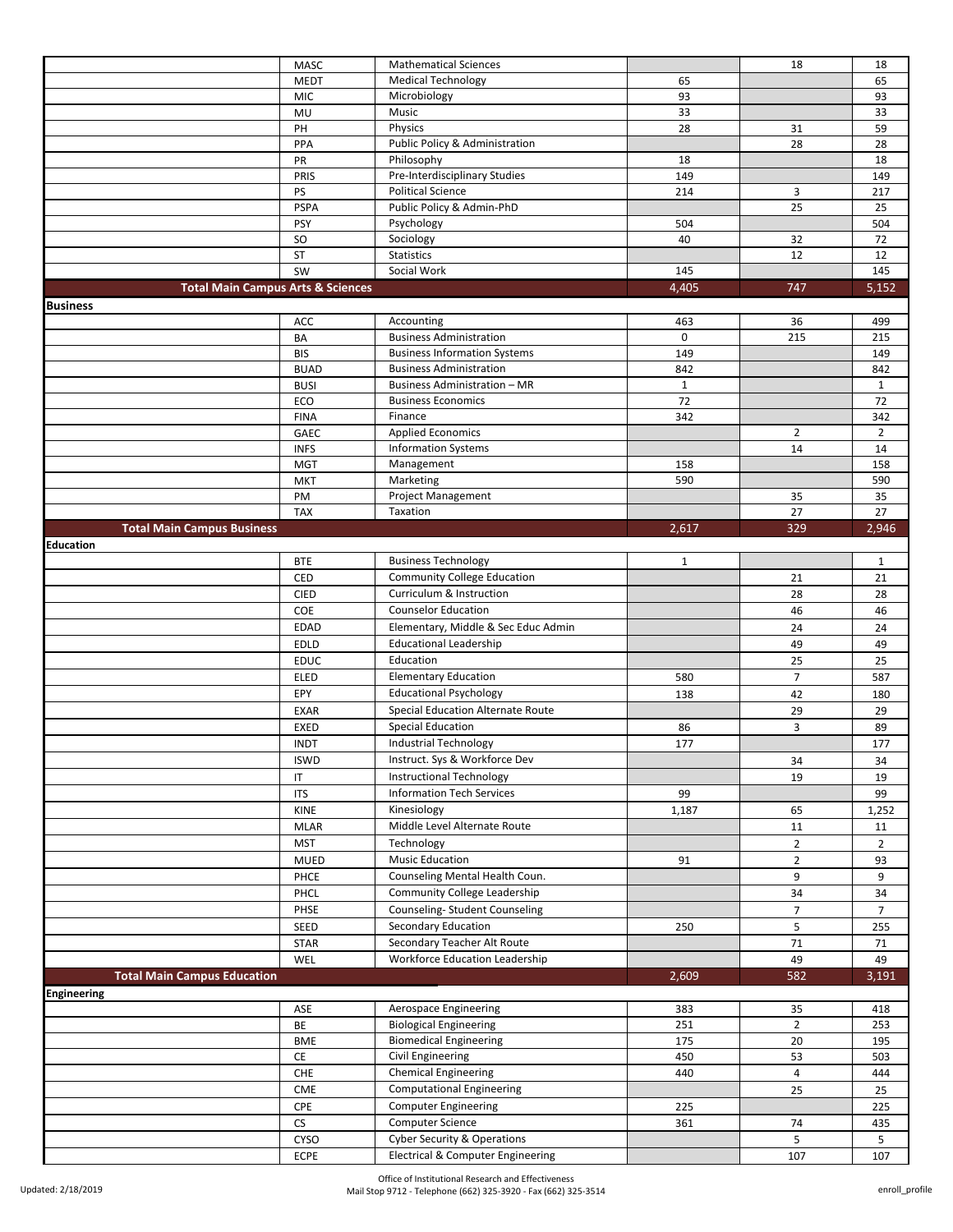| | | | | | |
|---|---|---|---|---|---|
| | MASC | Mathematical Sciences | | 18 | 18 |
| | MEDT | Medical Technology | 65 | | 65 |
| | MIC | Microbiology | 93 | | 93 |
| | MU | Music | 33 | | 33 |
| | PH | Physics | 28 | 31 | 59 |
| | PPA | Public Policy & Administration | | 28 | 28 |
| | PR | Philosophy | 18 | | 18 |
| | PRIS | Pre-Interdisciplinary Studies | 149 | | 149 |
| | PS | Political Science | 214 | 3 | 217 |
| | PSPA | Public Policy & Admin-PhD | | 25 | 25 |
| | PSY | Psychology | 504 | | 504 |
| | SO | Sociology | 40 | 32 | 72 |
| | ST | Statistics | | 12 | 12 |
| | SW | Social Work | 145 | | 145 |
| **Total Main Campus Arts & Sciences** | | | 4,405 | 747 | 5,152 |
| **Business** | | | | | |
| | ACC | Accounting | 463 | 36 | 499 |
| | BA | Business Administration | 0 | 215 | 215 |
| | BIS | Business Information Systems | 149 | | 149 |
| | BUAD | Business Administration | 842 | | 842 |
| | BUSI | Business Administration – MR | 1 | | 1 |
| | ECO | Business Economics | 72 | | 72 |
| | FINA | Finance | 342 | | 342 |
| | GAEC | Applied Economics | | 2 | 2 |
| | INFS | Information Systems | | 14 | 14 |
| | MGT | Management | 158 | | 158 |
| | MKT | Marketing | 590 | | 590 |
| | PM | Project Management | | 35 | 35 |
| | TAX | Taxation | | 27 | 27 |
| **Total Main Campus Business** | | | 2,617 | 329 | 2,946 |
| **Education** | | | | | |
| | BTE | Business Technology | 1 | | 1 |
| | CED | Community College Education | | 21 | 21 |
| | CIED | Curriculum & Instruction | | 28 | 28 |
| | COE | Counselor Education | | 46 | 46 |
| | EDAD | Elementary, Middle & Sec Educ Admin | | 24 | 24 |
| | EDLD | Educational Leadership | | 49 | 49 |
| | EDUC | Education | | 25 | 25 |
| | ELED | Elementary Education | 580 | 7 | 587 |
| | EPY | Educational Psychology | 138 | 42 | 180 |
| | EXAR | Special Education Alternate Route | | 29 | 29 |
| | EXED | Special Education | 86 | 3 | 89 |
| | INDT | Industrial Technology | 177 | | 177 |
| | ISWD | Instruct. Sys & Workforce Dev | | 34 | 34 |
| | IT | Instructional Technology | | 19 | 19 |
| | ITS | Information Tech Services | 99 | | 99 |
| | KINE | Kinesiology | 1,187 | 65 | 1,252 |
| | MLAR | Middle Level Alternate Route | | 11 | 11 |
| | MST | Technology | | 2 | 2 |
| | MUED | Music Education | 91 | 2 | 93 |
| | PHCE | Counseling Mental Health Coun. | | 9 | 9 |
| | PHCL | Community College Leadership | | 34 | 34 |
| | PHSE | Counseling- Student Counseling | | 7 | 7 |
| | SEED | Secondary Education | 250 | 5 | 255 |
| | STAR | Secondary Teacher Alt Route | | 71 | 71 |
| | WEL | Workforce Education Leadership | | 49 | 49 |
| **Total Main Campus Education** | | | 2,609 | 582 | 3,191 |
| **Engineering** | | | | | |
| | ASE | Aerospace Engineering | 383 | 35 | 418 |
| | BE | Biological Engineering | 251 | 2 | 253 |
| | BME | Biomedical Engineering | 175 | 20 | 195 |
| | CE | Civil Engineering | 450 | 53 | 503 |
| | CHE | Chemical Engineering | 440 | 4 | 444 |
| | CME | Computational Engineering | | 25 | 25 |
| | CPE | Computer Engineering | 225 | | 225 |
| | CS | Computer Science | 361 | 74 | 435 |
| | CYSO | Cyber Security & Operations | | 5 | 5 |
| | ECPE | Electrical & Computer Engineering | | 107 | 107 |

Updated: 2/18/2019

Office of Institutional Research and Effectiveness
Mail Stop 9712 - Telephone (662) 325-3920 - Fax (662) 325-3514

enroll_profile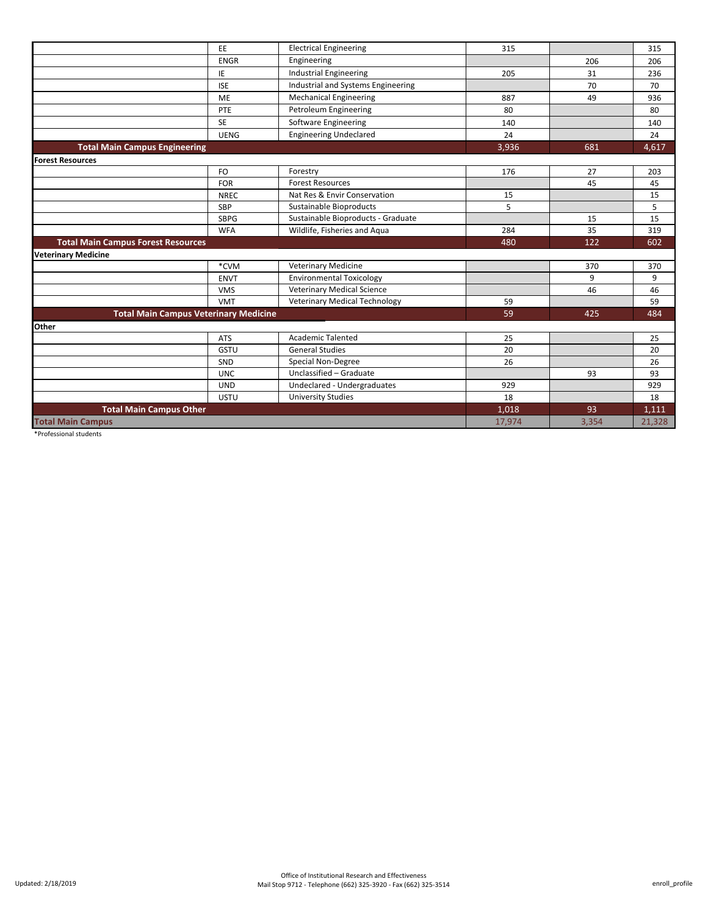| | | | | | |
|---|---|---|---|---|---|
| | EE | Electrical Engineering | 315 | | 315 |
| | ENGR | Engineering | | 206 | 206 |
| | IE | Industrial Engineering | 205 | 31 | 236 |
| | ISE | Industrial and Systems Engineering | | 70 | 70 |
| | ME | Mechanical Engineering | 887 | 49 | 936 |
| | PTE | Petroleum Engineering | 80 | | 80 |
| | SE | Software Engineering | 140 | | 140 |
| | UENG | Engineering Undeclared | 24 | | 24 |
| **Total Main Campus Engineering** | | | 3,936 | 681 | 4,617 |
| **Forest Resources** | | | | | |
| | FO | Forestry | 176 | 27 | 203 |
| | FOR | Forest Resources | | 45 | 45 |
| | NREC | Nat Res & Envir Conservation | 15 | | 15 |
| | SBP | Sustainable Bioproducts | 5 | | 5 |
| | SBPG | Sustainable Bioproducts - Graduate | | 15 | 15 |
| | WFA | Wildlife, Fisheries and Aqua | 284 | 35 | 319 |
| **Total Main Campus Forest Resources** | | | 480 | 122 | 602 |
| **Veterinary Medicine** | | | | | |
| | *CVM | Veterinary Medicine | | 370 | 370 |
| | ENVT | Environmental Toxicology | | 9 | 9 |
| | VMS | Veterinary Medical Science | | 46 | 46 |
| | VMT | Veterinary Medical Technology | 59 | | 59 |
| **Total Main Campus Veterinary Medicine** | | | 59 | 425 | 484 |
| **Other** | | | | | |
| | ATS | Academic Talented | 25 | | 25 |
| | GSTU | General Studies | 20 | | 20 |
| | SND | Special Non-Degree | 26 | | 26 |
| | UNC | Unclassified – Graduate | | 93 | 93 |
| | UND | Undeclared - Undergraduates | 929 | | 929 |
| | USTU | University Studies | 18 | | 18 |
| **Total Main Campus Other** | | | 1,018 | 93 | 1,111 |
| **Total Main Campus** | | | 17,974 | 3,354 | 21,328 |

*Professional students

Updated: 2/18/2019

Office of Institutional Research and Effectiveness
Mail Stop 9712 - Telephone (662) 325-3920 - Fax (662) 325-3514

enroll_profile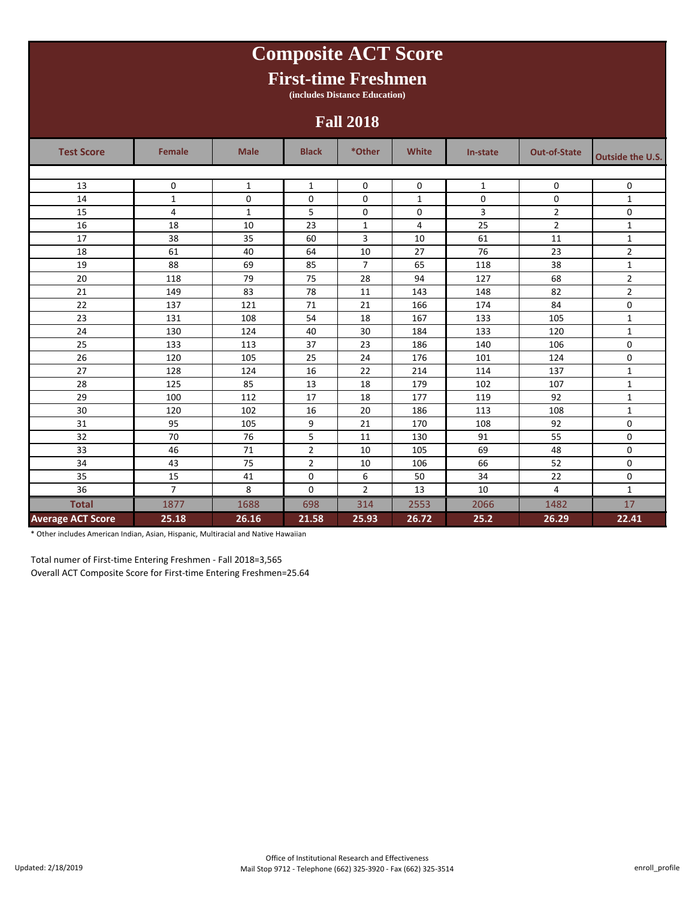# Composite ACT Score

## First-time Freshmen

**(includes Distance Education)**

## Fall 2018

| Test Score | Female | Male | Black | *Other | White | In-state | Out-of-State | Outside the U.S. |
|---|---|---|---|---|---|---|---|---|
| 13 | 0 | 1 | 1 | 0 | 0 | 1 | 0 | 0 |
| 14 | 1 | 0 | 0 | 0 | 1 | 0 | 0 | 1 |
| 15 | 4 | 1 | 5 | 0 | 0 | 3 | 2 | 0 |
| 16 | 18 | 10 | 23 | 1 | 4 | 25 | 2 | 1 |
| 17 | 38 | 35 | 60 | 3 | 10 | 61 | 11 | 1 |
| 18 | 61 | 40 | 64 | 10 | 27 | 76 | 23 | 2 |
| 19 | 88 | 69 | 85 | 7 | 65 | 118 | 38 | 1 |
| 20 | 118 | 79 | 75 | 28 | 94 | 127 | 68 | 2 |
| 21 | 149 | 83 | 78 | 11 | 143 | 148 | 82 | 2 |
| 22 | 137 | 121 | 71 | 21 | 166 | 174 | 84 | 0 |
| 23 | 131 | 108 | 54 | 18 | 167 | 133 | 105 | 1 |
| 24 | 130 | 124 | 40 | 30 | 184 | 133 | 120 | 1 |
| 25 | 133 | 113 | 37 | 23 | 186 | 140 | 106 | 0 |
| 26 | 120 | 105 | 25 | 24 | 176 | 101 | 124 | 0 |
| 27 | 128 | 124 | 16 | 22 | 214 | 114 | 137 | 1 |
| 28 | 125 | 85 | 13 | 18 | 179 | 102 | 107 | 1 |
| 29 | 100 | 112 | 17 | 18 | 177 | 119 | 92 | 1 |
| 30 | 120 | 102 | 16 | 20 | 186 | 113 | 108 | 1 |
| 31 | 95 | 105 | 9 | 21 | 170 | 108 | 92 | 0 |
| 32 | 70 | 76 | 5 | 11 | 130 | 91 | 55 | 0 |
| 33 | 46 | 71 | 2 | 10 | 105 | 69 | 48 | 0 |
| 34 | 43 | 75 | 2 | 10 | 106 | 66 | 52 | 0 |
| 35 | 15 | 41 | 0 | 6 | 50 | 34 | 22 | 0 |
| 36 | 7 | 8 | 0 | 2 | 13 | 10 | 4 | 1 |
| **Total** | 1877 | 1688 | 698 | 314 | 2553 | 2066 | 1482 | 17 |
| **Average ACT Score** | **25.18** | **26.16** | **21.58** | **25.93** | **26.72** | **25.2** | **26.29** | **22.41** |

* Other includes American Indian, Asian, Hispanic, Multiracial and Native Hawaiian

Total numer of First-time Entering Freshmen - Fall 2018=3,565

Overall ACT Composite Score for First-time Entering Freshmen=25.64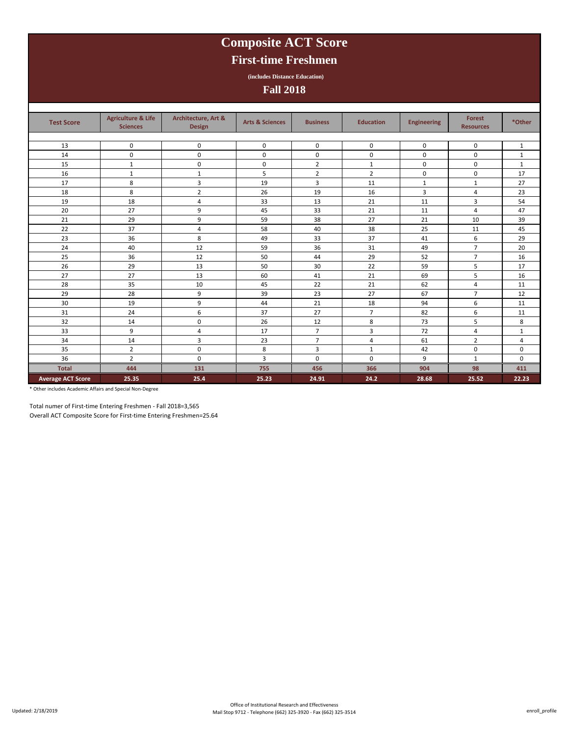# Composite ACT Score

## First-time Freshmen

**(includes Distance Education)**

## Fall 2018

| Test Score | Agriculture & Life Sciences | Architecture, Art & Design | Arts & Sciences | Business | Education | Engineering | Forest Resources | *Other |
|---|---|---|---|---|---|---|---|---|
| 13 | 0 | 0 | 0 | 0 | 0 | 0 | 0 | 1 |
| 14 | 0 | 0 | 0 | 0 | 0 | 0 | 0 | 1 |
| 15 | 1 | 0 | 0 | 2 | 1 | 0 | 0 | 1 |
| 16 | 1 | 1 | 5 | 2 | 2 | 0 | 0 | 17 |
| 17 | 8 | 3 | 19 | 3 | 11 | 1 | 1 | 27 |
| 18 | 8 | 2 | 26 | 19 | 16 | 3 | 4 | 23 |
| 19 | 18 | 4 | 33 | 13 | 21 | 11 | 3 | 54 |
| 20 | 27 | 9 | 45 | 33 | 21 | 11 | 4 | 47 |
| 21 | 29 | 9 | 59 | 38 | 27 | 21 | 10 | 39 |
| 22 | 37 | 4 | 58 | 40 | 38 | 25 | 11 | 45 |
| 23 | 36 | 8 | 49 | 33 | 37 | 41 | 6 | 29 |
| 24 | 40 | 12 | 59 | 36 | 31 | 49 | 7 | 20 |
| 25 | 36 | 12 | 50 | 44 | 29 | 52 | 7 | 16 |
| 26 | 29 | 13 | 50 | 30 | 22 | 59 | 5 | 17 |
| 27 | 27 | 13 | 60 | 41 | 21 | 69 | 5 | 16 |
| 28 | 35 | 10 | 45 | 22 | 21 | 62 | 4 | 11 |
| 29 | 28 | 9 | 39 | 23 | 27 | 67 | 7 | 12 |
| 30 | 19 | 9 | 44 | 21 | 18 | 94 | 6 | 11 |
| 31 | 24 | 6 | 37 | 27 | 7 | 82 | 6 | 11 |
| 32 | 14 | 0 | 26 | 12 | 8 | 73 | 5 | 8 |
| 33 | 9 | 4 | 17 | 7 | 3 | 72 | 4 | 1 |
| 34 | 14 | 3 | 23 | 7 | 4 | 61 | 2 | 4 |
| 35 | 2 | 0 | 8 | 3 | 1 | 42 | 0 | 0 |
| 36 | 2 | 0 | 3 | 0 | 0 | 9 | 1 | 0 |
| **Total** | **444** | **131** | **755** | **456** | **366** | **904** | **98** | **411** |
| **Average ACT Score** | **25.35** | **25.4** | **25.23** | **24.91** | **24.2** | **28.68** | **25.52** | **22.23** |

* Other includes Academic Affairs and Special Non-Degree

Total numer of First-time Entering Freshmen - Fall 2018=3,565

Overall ACT Composite Score for First-time Entering Freshmen=25.64

Updated: 2/18/2019

Office of Institutional Research and Effectiveness
Mail Stop 9712 - Telephone (662) 325-3920 - Fax (662) 325-3514

enroll_profile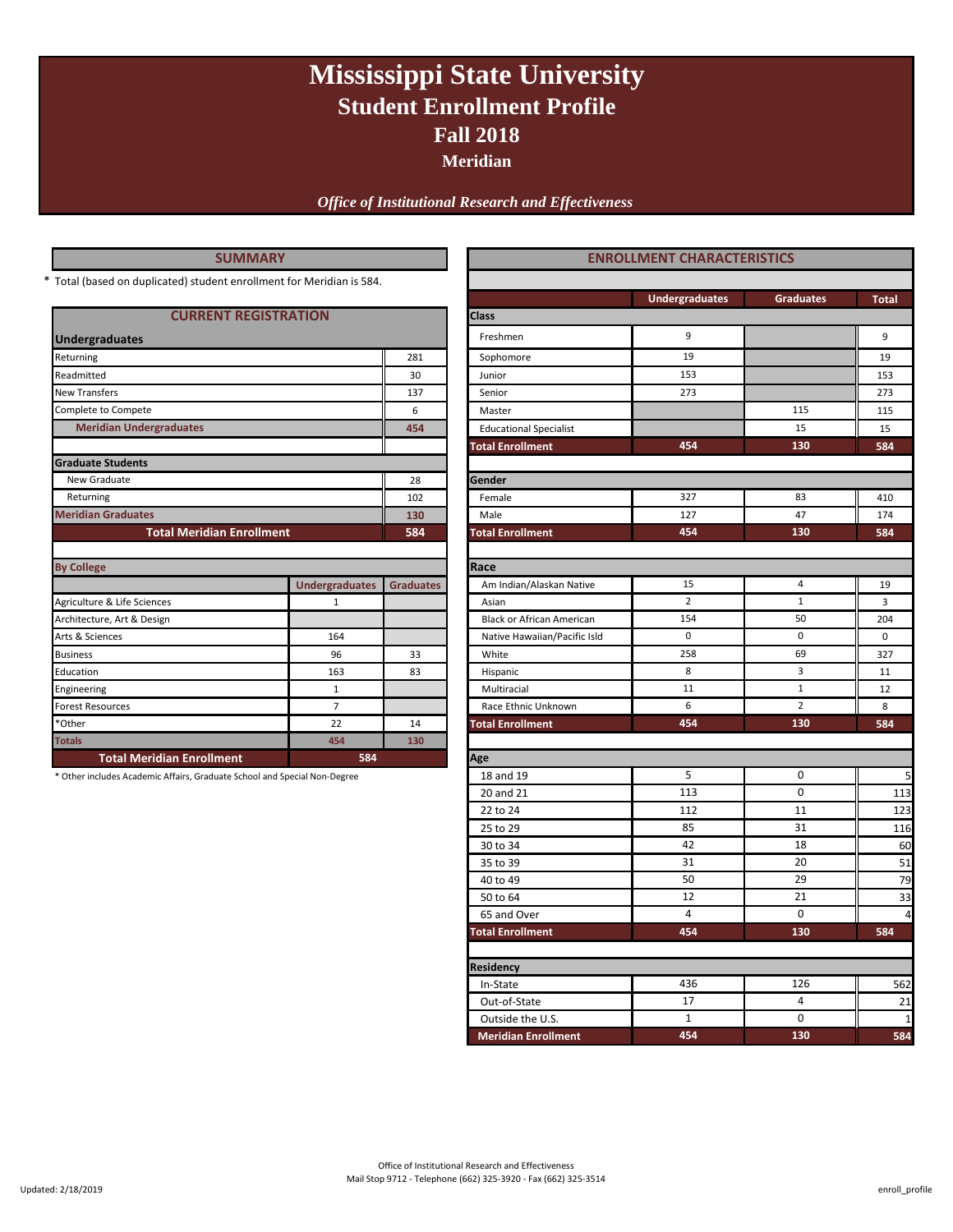# Mississippi State University
## Student Enrollment Profile
## Fall 2018
### Meridian

*Office of Institutional Research and Effectiveness*

## SUMMARY

* Total (based on duplicated) student enrollment for Meridian is 584.

### CURRENT REGISTRATION

| Undergraduates | |
|---|---|
| Returning | 281 |
| Readmitted | 30 |
| New Transfers | 137 |
| Complete to Compete | 6 |
| **Meridian Undergraduates** | **454** |
| **Graduate Students** | |
| New Graduate | 28 |
| Returning | 102 |
| **Meridian Graduates** | **130** |
| **Total Meridian Enrollment** | **584** |

### By College

| | Undergraduates | Graduates |
|---|---|---|
| Agriculture & Life Sciences | 1 | |
| Architecture, Art & Design | | |
| Arts & Sciences | 164 | |
| Business | 96 | 33 |
| Education | 163 | 83 |
| Engineering | 1 | |
| Forest Resources | 7 | |
| *Other | 22 | 14 |
| **Totals** | **454** | **130** |
| **Total Meridian Enrollment** | **584** | |

* Other includes Academic Affairs, Graduate School and Special Non-Degree

## ENROLLMENT CHARACTERISTICS

| | Undergraduates | Graduates | Total |
|---|---|---|---|
| **Class** | | | |
| Freshmen | 9 | | 9 |
| Sophomore | 19 | | 19 |
| Junior | 153 | | 153 |
| Senior | 273 | | 273 |
| Master | | 115 | 115 |
| Educational Specialist | | 15 | 15 |
| **Total Enrollment** | **454** | **130** | **584** |
| **Gender** | | | |
| Female | 327 | 83 | 410 |
| Male | 127 | 47 | 174 |
| **Total Enrollment** | **454** | **130** | **584** |
| **Race** | | | |
| Am Indian/Alaskan Native | 15 | 4 | 19 |
| Asian | 2 | 1 | 3 |
| Black or African American | 154 | 50 | 204 |
| Native Hawaiian/Pacific Isld | 0 | 0 | 0 |
| White | 258 | 69 | 327 |
| Hispanic | 8 | 3 | 11 |
| Multiracial | 11 | 1 | 12 |
| Race Ethnic Unknown | 6 | 2 | 8 |
| **Total Enrollment** | **454** | **130** | **584** |
| **Age** | | | |
| 18 and 19 | 5 | 0 | 5 |
| 20 and 21 | 113 | 0 | 113 |
| 22 to 24 | 112 | 11 | 123 |
| 25 to 29 | 85 | 31 | 116 |
| 30 to 34 | 42 | 18 | 60 |
| 35 to 39 | 31 | 20 | 51 |
| 40 to 49 | 50 | 29 | 79 |
| 50 to 64 | 12 | 21 | 33 |
| 65 and Over | 4 | 0 | 4 |
| **Total Enrollment** | **454** | **130** | **584** |
| **Residency** | | | |
| In-State | 436 | 126 | 562 |
| Out-of-State | 17 | 4 | 21 |
| Outside the U.S. | 1 | 0 | 1 |
| **Meridian Enrollment** | **454** | **130** | **584** |

Office of Institutional Research and Effectiveness
Mail Stop 9712 - Telephone (662) 325-3920 - Fax (662) 325-3514

Updated: 2/18/2019

enroll_profile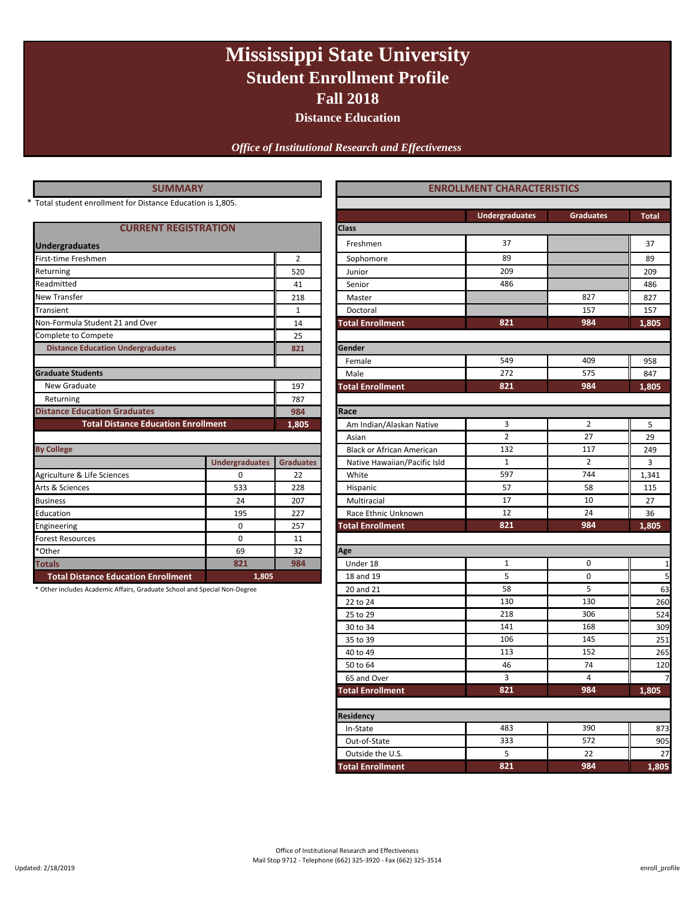# Mississippi State University
## Student Enrollment Profile
## Fall 2018
### Distance Education

*Office of Institutional Research and Effectiveness*

## SUMMARY

\* Total student enrollment for Distance Education is 1,805.

### CURRENT REGISTRATION

| Undergraduates | |
|---|---|
| First-time Freshmen | 2 |
| Returning | 520 |
| Readmitted | 41 |
| New Transfer | 218 |
| Transient | 1 |
| Non-Formula Student 21 and Over | 14 |
| Complete to Compete | 25 |
| **Distance Education Undergraduates** | **821** |
| **Graduate Students** | |
| New Graduate | 197 |
| Returning | 787 |
| **Distance Education Graduates** | **984** |
| **Total Distance Education Enrollment** | **1,805** |

### By College

| | Undergraduates | Graduates |
|---|---|---|
| Agriculture & Life Sciences | 0 | 22 |
| Arts & Sciences | 533 | 228 |
| Business | 24 | 207 |
| Education | 195 | 227 |
| Engineering | 0 | 257 |
| Forest Resources | 0 | 11 |
| *Other | 69 | 32 |
| **Totals** | **821** | **984** |
| **Total Distance Education Enrollment** | **1,805** | |

\* Other includes Academic Affairs, Graduate School and Special Non-Degree

## ENROLLMENT CHARACTERISTICS

| | Undergraduates | Graduates | Total |
|---|---|---|---|
| **Class** | | | |
| Freshmen | 37 | | 37 |
| Sophomore | 89 | | 89 |
| Junior | 209 | | 209 |
| Senior | 486 | | 486 |
| Master | | 827 | 827 |
| Doctoral | | 157 | 157 |
| **Total Enrollment** | **821** | **984** | **1,805** |
| **Gender** | | | |
| Female | 549 | 409 | 958 |
| Male | 272 | 575 | 847 |
| **Total Enrollment** | **821** | **984** | **1,805** |
| **Race** | | | |
| Am Indian/Alaskan Native | 3 | 2 | 5 |
| Asian | 2 | 27 | 29 |
| Black or African American | 132 | 117 | 249 |
| Native Hawaiian/Pacific Isld | 1 | 2 | 3 |
| White | 597 | 744 | 1,341 |
| Hispanic | 57 | 58 | 115 |
| Multiracial | 17 | 10 | 27 |
| Race Ethnic Unknown | 12 | 24 | 36 |
| **Total Enrollment** | **821** | **984** | **1,805** |
| **Age** | | | |
| Under 18 | 1 | 0 | 1 |
| 18 and 19 | 5 | 0 | 5 |
| 20 and 21 | 58 | 5 | 63 |
| 22 to 24 | 130 | 130 | 260 |
| 25 to 29 | 218 | 306 | 524 |
| 30 to 34 | 141 | 168 | 309 |
| 35 to 39 | 106 | 145 | 251 |
| 40 to 49 | 113 | 152 | 265 |
| 50 to 64 | 46 | 74 | 120 |
| 65 and Over | 3 | 4 | 7 |
| **Total Enrollment** | **821** | **984** | **1,805** |
| **Residency** | | | |
| In-State | 483 | 390 | 873 |
| Out-of-State | 333 | 572 | 905 |
| Outside the U.S. | 5 | 22 | 27 |
| **Total Enrollment** | **821** | **984** | **1,805** |

Office of Institutional Research and Effectiveness
Mail Stop 9712 - Telephone (662) 325-3920 - Fax (662) 325-3514

Updated: 2/18/2019

enroll_profile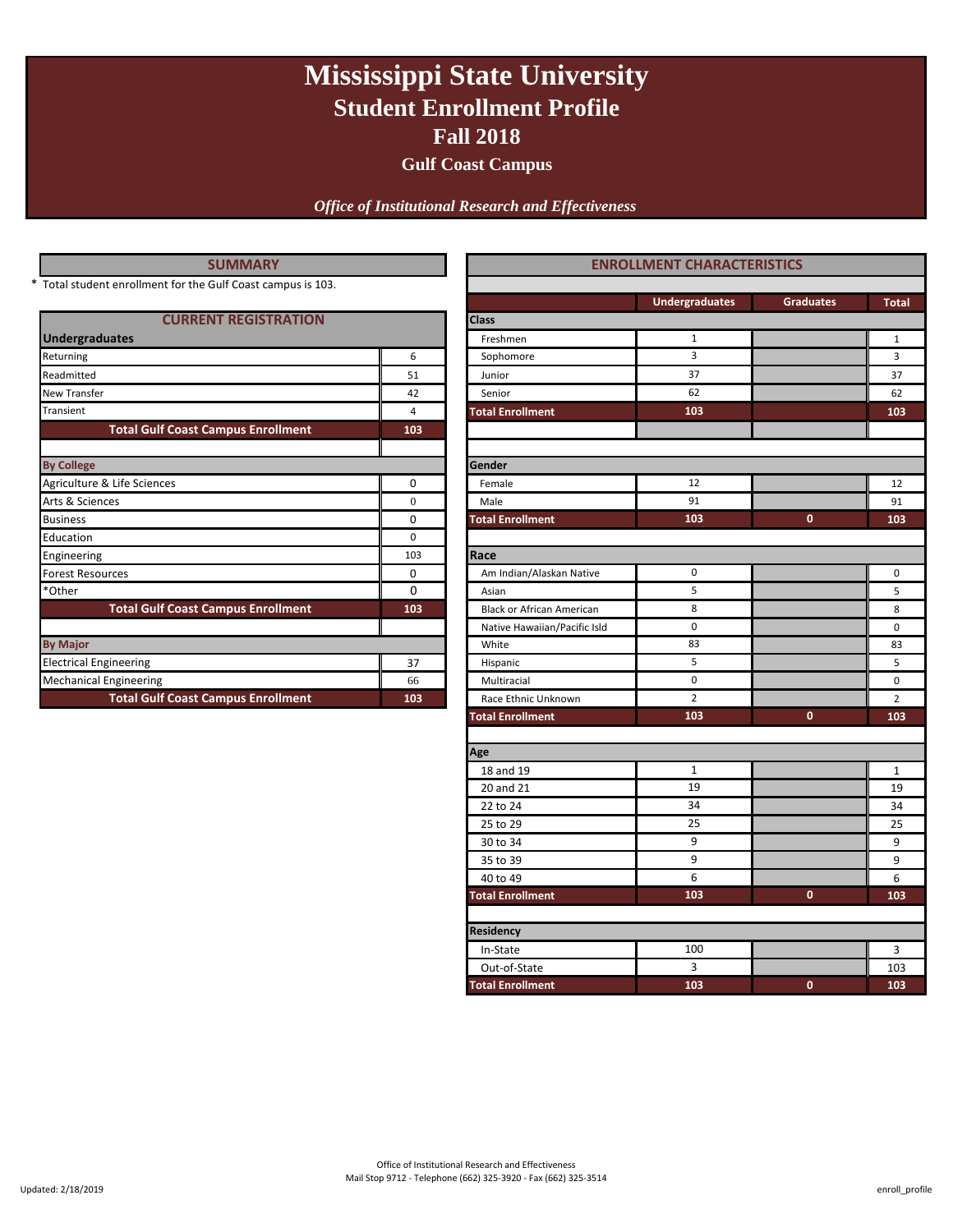# Mississippi State University

## Student Enrollment Profile

## Fall 2018

### Gulf Coast Campus

*Office of Institutional Research and Effectiveness*

## SUMMARY

* Total student enrollment for the Gulf Coast campus is 103.

| CURRENT REGISTRATION | |
|---|---|
| **Undergraduates** | |
| Returning | 6 |
| Readmitted | 51 |
| New Transfer | 42 |
| Transient | 4 |
| **Total Gulf Coast Campus Enrollment** | **103** |
| | |
| **By College** | |
| Agriculture & Life Sciences | 0 |
| Arts & Sciences | 0 |
| Business | 0 |
| Education | 0 |
| Engineering | 103 |
| Forest Resources | 0 |
| *Other | 0 |
| **Total Gulf Coast Campus Enrollment** | **103** |
| | |
| **By Major** | |
| Electrical Engineering | 37 |
| Mechanical Engineering | 66 |
| **Total Gulf Coast Campus Enrollment** | **103** |

## ENROLLMENT CHARACTERISTICS

| | Undergraduates | Graduates | Total |
|---|---|---|---|
| **Class** | | | |
| Freshmen | 1 | | 1 |
| Sophomore | 3 | | 3 |
| Junior | 37 | | 37 |
| Senior | 62 | | 62 |
| **Total Enrollment** | **103** | | **103** |
| | | | |
| **Gender** | | | |
| Female | 12 | | 12 |
| Male | 91 | | 91 |
| **Total Enrollment** | **103** | **0** | **103** |
| | | | |
| **Race** | | | |
| Am Indian/Alaskan Native | 0 | | 0 |
| Asian | 5 | | 5 |
| Black or African American | 8 | | 8 |
| Native Hawaiian/Pacific Isld | 0 | | 0 |
| White | 83 | | 83 |
| Hispanic | 5 | | 5 |
| Multiracial | 0 | | 0 |
| Race Ethnic Unknown | 2 | | 2 |
| **Total Enrollment** | **103** | **0** | **103** |
| | | | |
| **Age** | | | |
| 18 and 19 | 1 | | 1 |
| 20 and 21 | 19 | | 19 |
| 22 to 24 | 34 | | 34 |
| 25 to 29 | 25 | | 25 |
| 30 to 34 | 9 | | 9 |
| 35 to 39 | 9 | | 9 |
| 40 to 49 | 6 | | 6 |
| **Total Enrollment** | **103** | **0** | **103** |
| | | | |
| **Residency** | | | |
| In-State | 100 | | 3 |
| Out-of-State | 3 | | 103 |
| **Total Enrollment** | **103** | **0** | **103** |

Office of Institutional Research and Effectiveness
Mail Stop 9712 - Telephone (662) 325-3920 - Fax (662) 325-3514

Updated: 2/18/2019